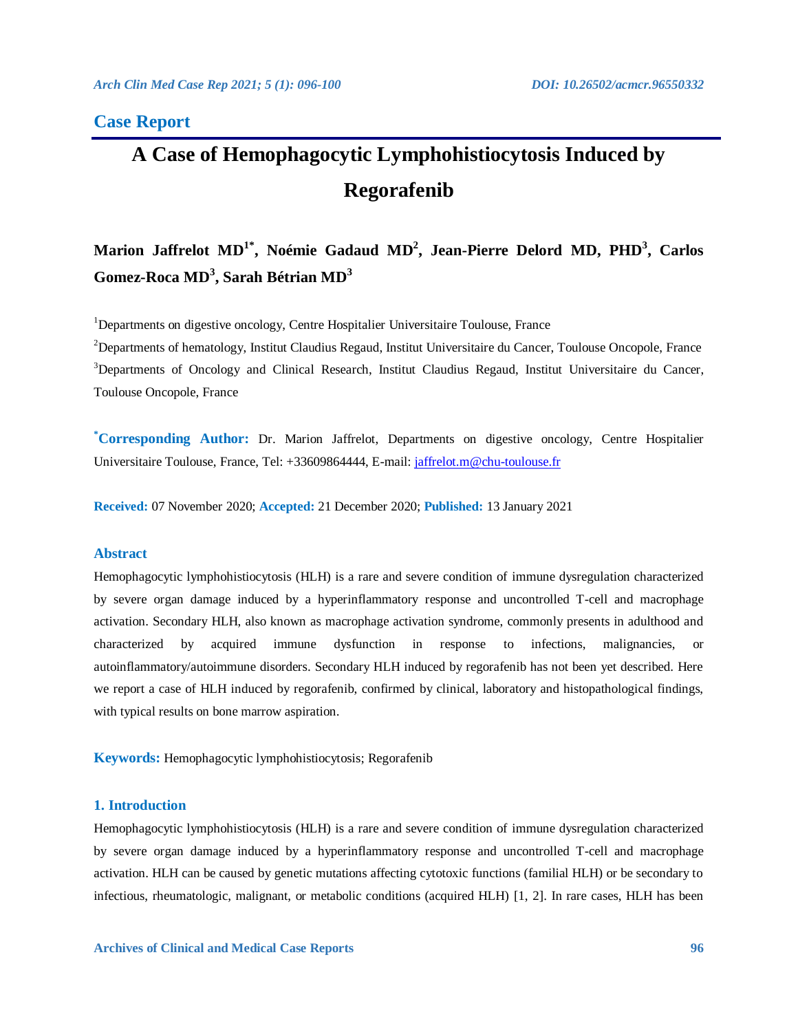## Case Report

# A Case of Hemophagocytic Lymphohistiocytosis Induced by Regorafenib

**Marion Jaffrelot MD[1*], Noémie Gadaud MD[2], Jean-Pierre Delord MD, PHD[3], Carlos Gomez-Roca MD[3], Sarah Bétrian MD[3]**

[1]Departments on digestive oncology, Centre Hospitalier Universitaire Toulouse, France

[2]Departments of hematology, Institut Claudius Regaud, Institut Universitaire du Cancer, Toulouse Oncopole, France

[3]Departments of Oncology and Clinical Research, Institut Claudius Regaud, Institut Universitaire du Cancer, Toulouse Oncopole, France

**[*]Corresponding Author:** Dr. Marion Jaffrelot, Departments on digestive oncology, Centre Hospitalier Universitaire Toulouse, France, Tel: +33609864444, E-mail: jaffrelot.m@chu-toulouse.fr

**Received:** 07 November 2020; **Accepted:** 21 December 2020; **Published:** 13 January 2021

### Abstract

Hemophagocytic lymphohistiocytosis (HLH) is a rare and severe condition of immune dysregulation characterized by severe organ damage induced by a hyperinflammatory response and uncontrolled T-cell and macrophage activation. Secondary HLH, also known as macrophage activation syndrome, commonly presents in adulthood and characterized by acquired immune dysfunction in response to infections, malignancies, or autoinflammatory/autoimmune disorders. Secondary HLH induced by regorafenib has not been yet described. Here we report a case of HLH induced by regorafenib, confirmed by clinical, laboratory and histopathological findings, with typical results on bone marrow aspiration.

**Keywords:** Hemophagocytic lymphohistiocytosis; Regorafenib

## 1. Introduction

Hemophagocytic lymphohistiocytosis (HLH) is a rare and severe condition of immune dysregulation characterized by severe organ damage induced by a hyperinflammatory response and uncontrolled T-cell and macrophage activation. HLH can be caused by genetic mutations affecting cytotoxic functions (familial HLH) or be secondary to infectious, rheumatologic, malignant, or metabolic conditions (acquired HLH) [1, 2]. In rare cases, HLH has been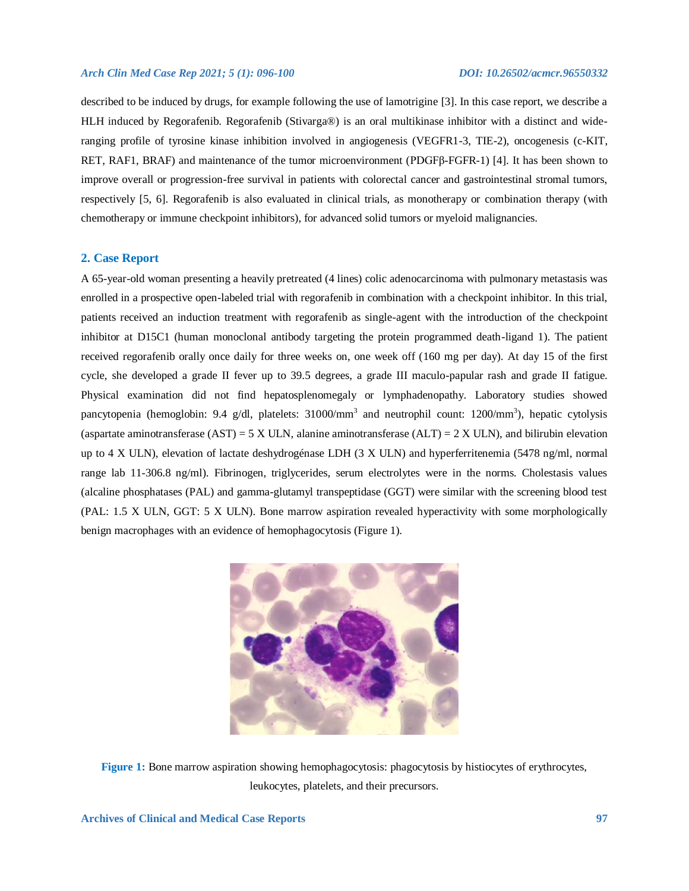described to be induced by drugs, for example following the use of lamotrigine [3]. In this case report, we describe a HLH induced by Regorafenib. Regorafenib (Stivarga®) is an oral multikinase inhibitor with a distinct and wide-ranging profile of tyrosine kinase inhibition involved in angiogenesis (VEGFR1-3, TIE-2), oncogenesis (c-KIT, RET, RAF1, BRAF) and maintenance of the tumor microenvironment (PDGFβ-FGFR-1) [4]. It has been shown to improve overall or progression-free survival in patients with colorectal cancer and gastrointestinal stromal tumors, respectively [5, 6]. Regorafenib is also evaluated in clinical trials, as monotherapy or combination therapy (with chemotherapy or immune checkpoint inhibitors), for advanced solid tumors or myeloid malignancies.

## 2. Case Report

A 65-year-old woman presenting a heavily pretreated (4 lines) colic adenocarcinoma with pulmonary metastasis was enrolled in a prospective open-labeled trial with regorafenib in combination with a checkpoint inhibitor. In this trial, patients received an induction treatment with regorafenib as single-agent with the introduction of the checkpoint inhibitor at D15C1 (human monoclonal antibody targeting the protein programmed death-ligand 1). The patient received regorafenib orally once daily for three weeks on, one week off (160 mg per day). At day 15 of the first cycle, she developed a grade II fever up to 39.5 degrees, a grade III maculo-papular rash and grade II fatigue. Physical examination did not find hepatosplenomegaly or lymphadenopathy. Laboratory studies showed pancytopenia (hemoglobin: 9.4 g/dl, platelets: 31000/mm$^3$ and neutrophil count: 1200/mm$^3$), hepatic cytolysis (aspartate aminotransferase (AST) = 5 X ULN, alanine aminotransferase (ALT) = 2 X ULN), and bilirubin elevation up to 4 X ULN), elevation of lactate deshydrogénase LDH (3 X ULN) and hyperferritenemia (5478 ng/ml, normal range lab 11-306.8 ng/ml). Fibrinogen, triglycerides, serum electrolytes were in the norms. Cholestasis values (alcaline phosphatases (PAL) and gamma-glutamyl transpeptidase (GGT) were similar with the screening blood test (PAL: 1.5 X ULN, GGT: 5 X ULN). Bone marrow aspiration revealed hyperactivity with some morphologically benign macrophages with an evidence of hemophagocytosis (Figure 1).

**Figure 1:** Bone marrow aspiration showing hemophagocytosis: phagocytosis by histiocytes of erythrocytes, leukocytes, platelets, and their precursors.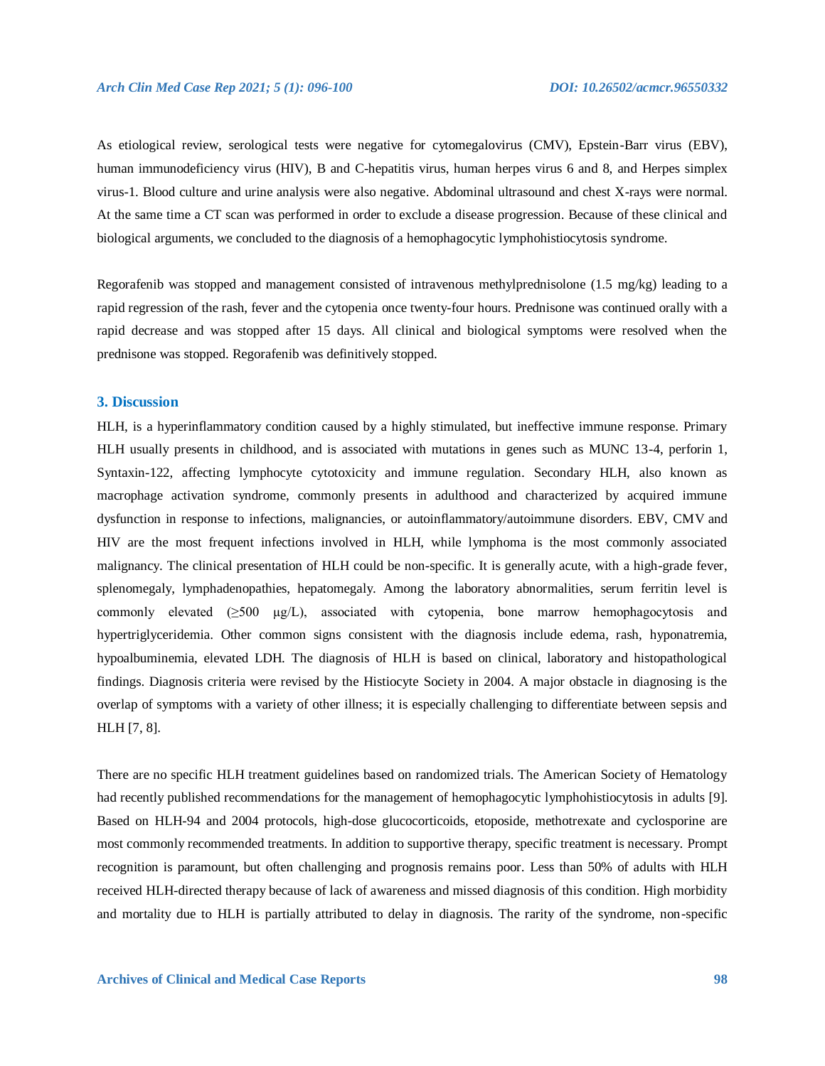As etiological review, serological tests were negative for cytomegalovirus (CMV), Epstein-Barr virus (EBV), human immunodeficiency virus (HIV), B and C-hepatitis virus, human herpes virus 6 and 8, and Herpes simplex virus-1. Blood culture and urine analysis were also negative. Abdominal ultrasound and chest X-rays were normal. At the same time a CT scan was performed in order to exclude a disease progression. Because of these clinical and biological arguments, we concluded to the diagnosis of a hemophagocytic lymphohistiocytosis syndrome.

Regorafenib was stopped and management consisted of intravenous methylprednisolone (1.5 mg/kg) leading to a rapid regression of the rash, fever and the cytopenia once twenty-four hours. Prednisone was continued orally with a rapid decrease and was stopped after 15 days. All clinical and biological symptoms were resolved when the prednisone was stopped. Regorafenib was definitively stopped.

## 3. Discussion

HLH, is a hyperinflammatory condition caused by a highly stimulated, but ineffective immune response. Primary HLH usually presents in childhood, and is associated with mutations in genes such as MUNC 13-4, perforin 1, Syntaxin-122, affecting lymphocyte cytotoxicity and immune regulation. Secondary HLH, also known as macrophage activation syndrome, commonly presents in adulthood and characterized by acquired immune dysfunction in response to infections, malignancies, or autoinflammatory/autoimmune disorders. EBV, CMV and HIV are the most frequent infections involved in HLH, while lymphoma is the most commonly associated malignancy. The clinical presentation of HLH could be non-specific. It is generally acute, with a high-grade fever, splenomegaly, lymphadenopathies, hepatomegaly. Among the laboratory abnormalities, serum ferritin level is commonly elevated (≥500 μg/L), associated with cytopenia, bone marrow hemophagocytosis and hypertriglyceridemia. Other common signs consistent with the diagnosis include edema, rash, hyponatremia, hypoalbuminemia, elevated LDH. The diagnosis of HLH is based on clinical, laboratory and histopathological findings. Diagnosis criteria were revised by the Histiocyte Society in 2004. A major obstacle in diagnosing is the overlap of symptoms with a variety of other illness; it is especially challenging to differentiate between sepsis and HLH [7, 8].

There are no specific HLH treatment guidelines based on randomized trials. The American Society of Hematology had recently published recommendations for the management of hemophagocytic lymphohistiocytosis in adults [9]. Based on HLH-94 and 2004 protocols, high-dose glucocorticoids, etoposide, methotrexate and cyclosporine are most commonly recommended treatments. In addition to supportive therapy, specific treatment is necessary. Prompt recognition is paramount, but often challenging and prognosis remains poor. Less than 50% of adults with HLH received HLH-directed therapy because of lack of awareness and missed diagnosis of this condition. High morbidity and mortality due to HLH is partially attributed to delay in diagnosis. The rarity of the syndrome, non-specific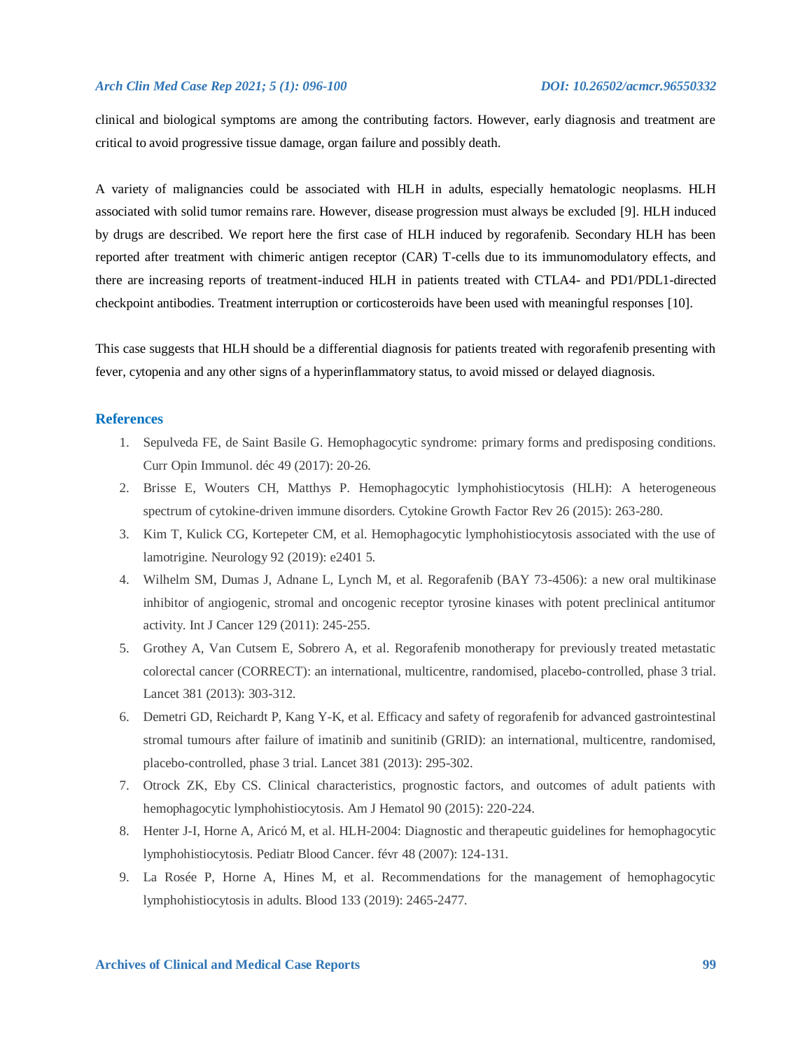clinical and biological symptoms are among the contributing factors. However, early diagnosis and treatment are critical to avoid progressive tissue damage, organ failure and possibly death.

A variety of malignancies could be associated with HLH in adults, especially hematologic neoplasms. HLH associated with solid tumor remains rare. However, disease progression must always be excluded [9]. HLH induced by drugs are described. We report here the first case of HLH induced by regorafenib. Secondary HLH has been reported after treatment with chimeric antigen receptor (CAR) T-cells due to its immunomodulatory effects, and there are increasing reports of treatment-induced HLH in patients treated with CTLA4- and PD1/PDL1-directed checkpoint antibodies. Treatment interruption or corticosteroids have been used with meaningful responses [10].

This case suggests that HLH should be a differential diagnosis for patients treated with regorafenib presenting with fever, cytopenia and any other signs of a hyperinflammatory status, to avoid missed or delayed diagnosis.

## References

1. Sepulveda FE, de Saint Basile G. Hemophagocytic syndrome: primary forms and predisposing conditions. Curr Opin Immunol. déc 49 (2017): 20-26.
2. Brisse E, Wouters CH, Matthys P. Hemophagocytic lymphohistiocytosis (HLH): A heterogeneous spectrum of cytokine-driven immune disorders. Cytokine Growth Factor Rev 26 (2015): 263-280.
3. Kim T, Kulick CG, Kortepeter CM, et al. Hemophagocytic lymphohistiocytosis associated with the use of lamotrigine. Neurology 92 (2019): e2401 5.
4. Wilhelm SM, Dumas J, Adnane L, Lynch M, et al. Regorafenib (BAY 73-4506): a new oral multikinase inhibitor of angiogenic, stromal and oncogenic receptor tyrosine kinases with potent preclinical antitumor activity. Int J Cancer 129 (2011): 245-255.
5. Grothey A, Van Cutsem E, Sobrero A, et al. Regorafenib monotherapy for previously treated metastatic colorectal cancer (CORRECT): an international, multicentre, randomised, placebo-controlled, phase 3 trial. Lancet 381 (2013): 303-312.
6. Demetri GD, Reichardt P, Kang Y-K, et al. Efficacy and safety of regorafenib for advanced gastrointestinal stromal tumours after failure of imatinib and sunitinib (GRID): an international, multicentre, randomised, placebo-controlled, phase 3 trial. Lancet 381 (2013): 295-302.
7. Otrock ZK, Eby CS. Clinical characteristics, prognostic factors, and outcomes of adult patients with hemophagocytic lymphohistiocytosis. Am J Hematol 90 (2015): 220-224.
8. Henter J-I, Horne A, Aricó M, et al. HLH-2004: Diagnostic and therapeutic guidelines for hemophagocytic lymphohistiocytosis. Pediatr Blood Cancer. févr 48 (2007): 124-131.
9. La Rosée P, Horne A, Hines M, et al. Recommendations for the management of hemophagocytic lymphohistiocytosis in adults. Blood 133 (2019): 2465-2477.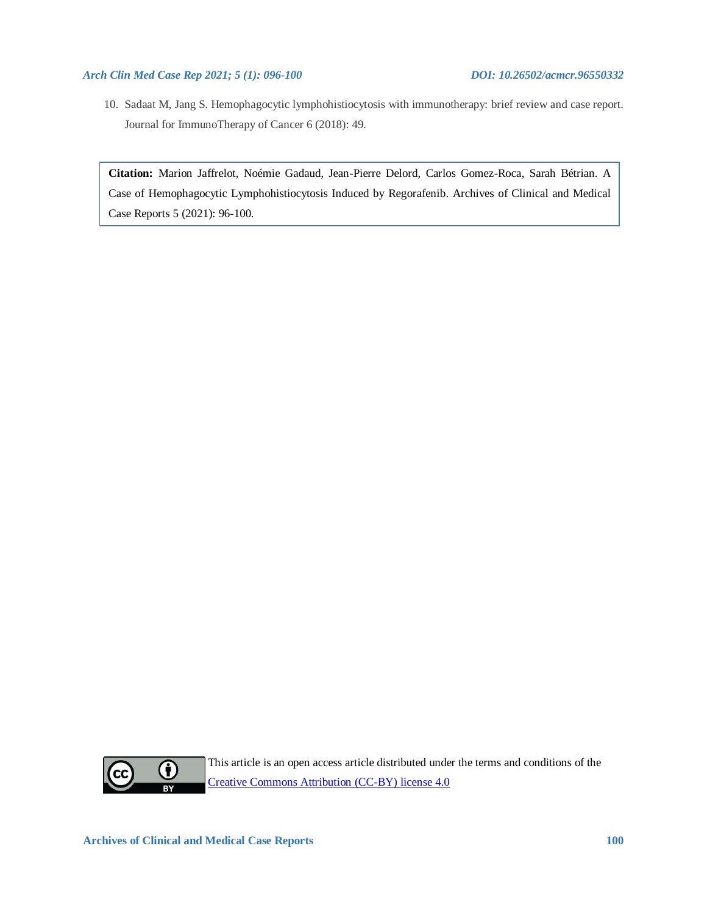10. Sadaat M, Jang S. Hemophagocytic lymphohistiocytosis with immunotherapy: brief review and case report. Journal for ImmunoTherapy of Cancer 6 (2018): 49.

**Citation:** Marion Jaffrelot, Noémie Gadaud, Jean-Pierre Delord, Carlos Gomez-Roca, Sarah Bétrian. A Case of Hemophagocytic Lymphohistiocytosis Induced by Regorafenib. Archives of Clinical and Medical Case Reports 5 (2021): 96-100.

This article is an open access article distributed under the terms and conditions of the [Creative Commons Attribution (CC-BY) license 4.0]